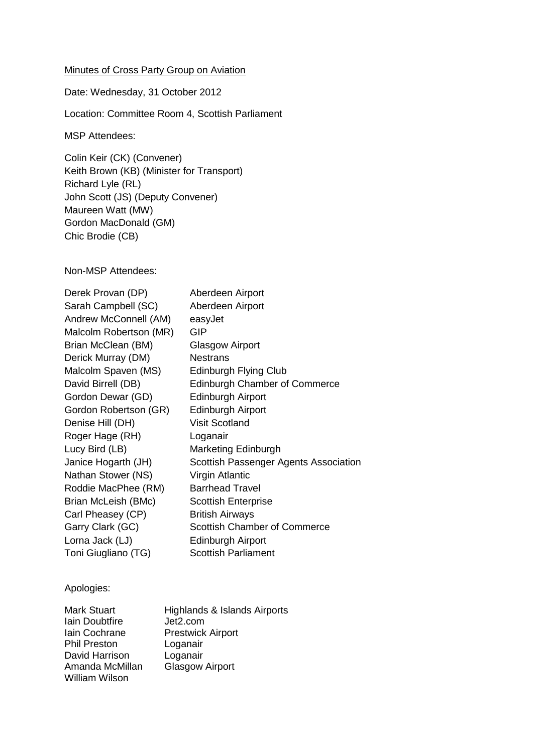Minutes of Cross Party Group on Aviation

Date: Wednesday, 31 October 2012

Location: Committee Room 4, Scottish Parliament

MSP Attendees:

Colin Keir (CK) (Convener)
Keith Brown (KB) (Minister for Transport)
Richard Lyle (RL)
John Scott (JS) (Deputy Convener)
Maureen Watt (MW)
Gordon MacDonald (GM)
Chic Brodie (CB)

Non-MSP Attendees:

| | |
|---|---|
| Derek Provan (DP) | Aberdeen Airport |
| Sarah Campbell (SC) | Aberdeen Airport |
| Andrew McConnell (AM) | easyJet |
| Malcolm Robertson (MR) | GIP |
| Brian McClean (BM) | Glasgow Airport |
| Derick Murray (DM) | Nestrans |
| Malcolm Spaven (MS) | Edinburgh Flying Club |
| David Birrell (DB) | Edinburgh Chamber of Commerce |
| Gordon Dewar (GD) | Edinburgh Airport |
| Gordon Robertson (GR) | Edinburgh Airport |
| Denise Hill (DH) | Visit Scotland |
| Roger Hage (RH) | Loganair |
| Lucy Bird (LB) | Marketing Edinburgh |
| Janice Hogarth (JH) | Scottish Passenger Agents Association |
| Nathan Stower (NS) | Virgin Atlantic |
| Roddie MacPhee (RM) | Barrhead Travel |
| Brian McLeish (BMc) | Scottish Enterprise |
| Carl Pheasey (CP) | British Airways |
| Garry Clark (GC) | Scottish Chamber of Commerce |
| Lorna Jack (LJ) | Edinburgh Airport |
| Toni Giugliano (TG) | Scottish Parliament |

Apologies:

| | |
|---|---|
| Mark Stuart | Highlands & Islands Airports |
| Iain Doubtfire | Jet2.com |
| Iain Cochrane | Prestwick Airport |
| Phil Preston | Loganair |
| David Harrison | Loganair |
| Amanda McMillan | Glasgow Airport |
| William Wilson | |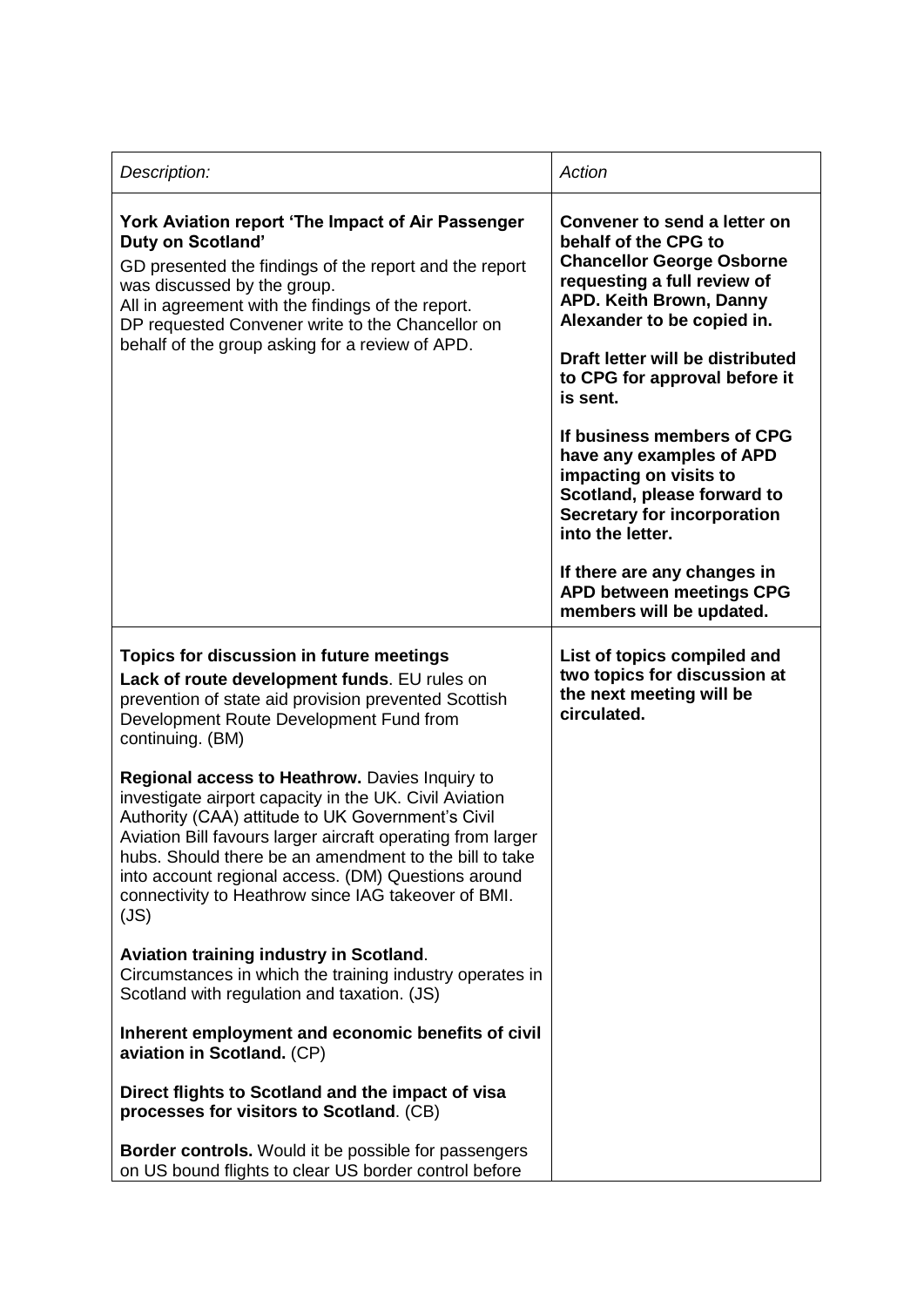| *Description:* | *Action* |
|---|---|
| **York Aviation report 'The Impact of Air Passenger Duty on Scotland'**<br>GD presented the findings of the report and the report was discussed by the group.<br>All in agreement with the findings of the report.<br>DP requested Convener write to the Chancellor on behalf of the group asking for a review of APD. | **Convener to send a letter on behalf of the CPG to Chancellor George Osborne requesting a full review of APD. Keith Brown, Danny Alexander to be copied in.**<br><br>**Draft letter will be distributed to CPG for approval before it is sent.**<br><br>**If business members of CPG have any examples of APD impacting on visits to Scotland, please forward to Secretary for incorporation into the letter.**<br><br>**If there are any changes in APD between meetings CPG members will be updated.** |
| **Topics for discussion in future meetings**<br>**Lack of route development funds**. EU rules on prevention of state aid provision prevented Scottish Development Route Development Fund from continuing. (BM)<br><br>**Regional access to Heathrow.** Davies Inquiry to investigate airport capacity in the UK. Civil Aviation Authority (CAA) attitude to UK Government's Civil Aviation Bill favours larger aircraft operating from larger hubs. Should there be an amendment to the bill to take into account regional access. (DM) Questions around connectivity to Heathrow since IAG takeover of BMI. (JS)<br><br>**Aviation training industry in Scotland**.<br>Circumstances in which the training industry operates in Scotland with regulation and taxation. (JS)<br><br>**Inherent employment and economic benefits of civil aviation in Scotland.** (CP)<br><br>**Direct flights to Scotland and the impact of visa processes for visitors to Scotland**. (CB)<br><br>**Border controls.** Would it be possible for passengers on US bound flights to clear US border control before | **List of topics compiled and two topics for discussion at the next meeting will be circulated.** |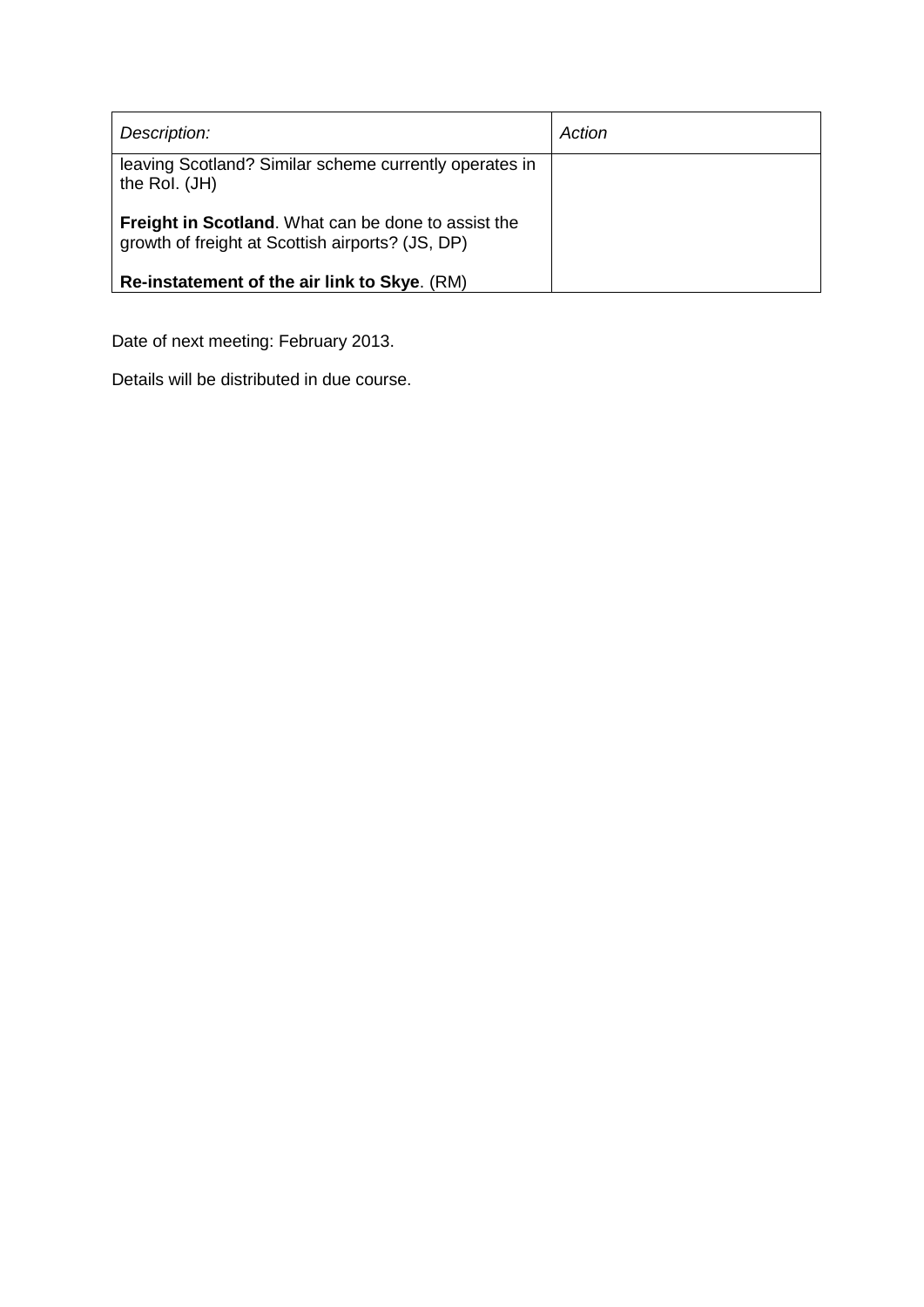| *Description:* | *Action* |
| --- | --- |
| leaving Scotland? Similar scheme currently operates in the RoI. (JH)<br><br>**Freight in Scotland**. What can be done to assist the growth of freight at Scottish airports? (JS, DP)<br><br>**Re-instatement of the air link to Skye**. (RM) | |

Date of next meeting: February 2013.

Details will be distributed in due course.